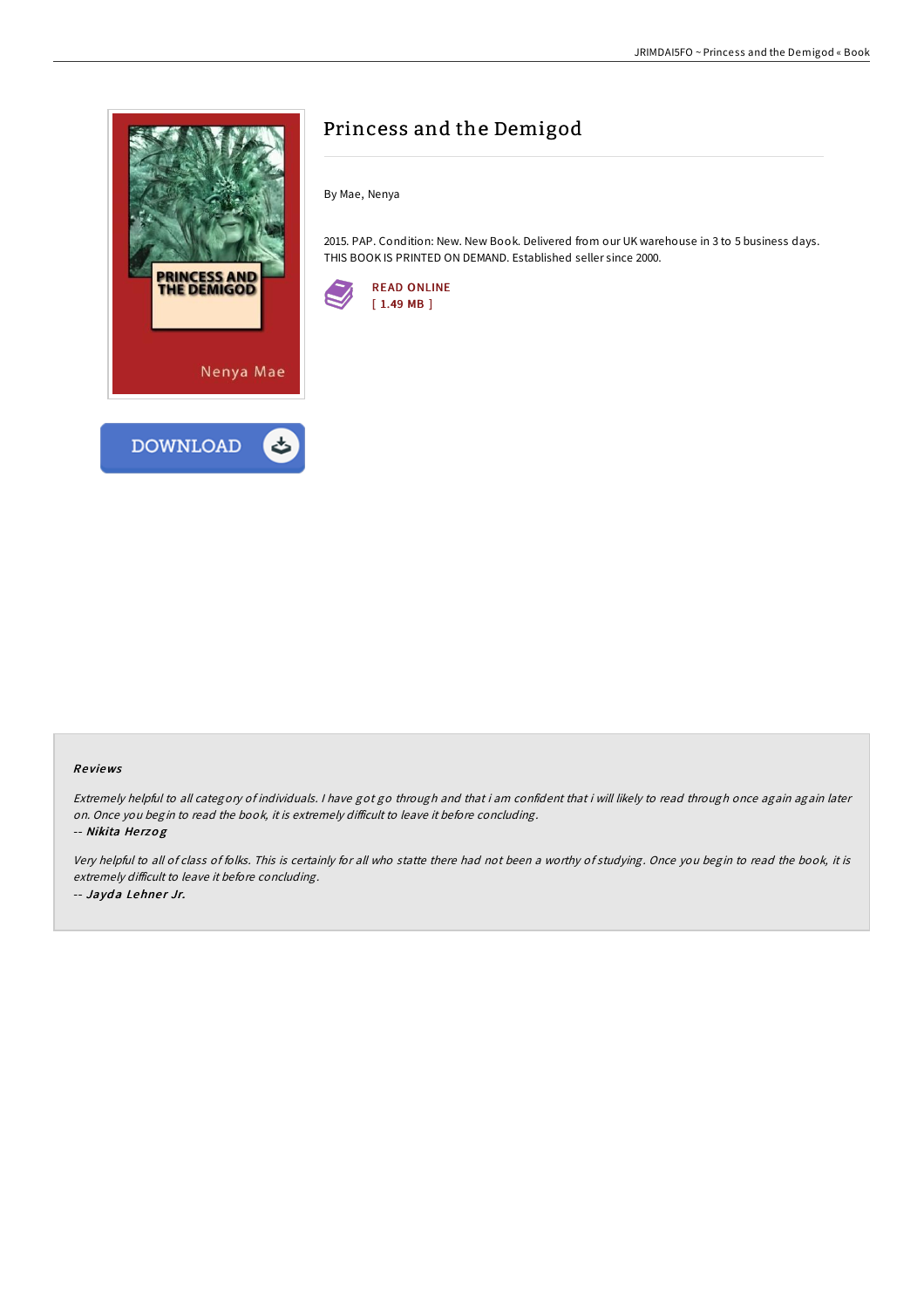# Princess and the Demigod

By Mae, Nenya

2015. PAP. Condition: New. New Book. Delivered from our UK warehouse in 3 to 5 business days. THIS BOOK IS PRINTED ON DEMAND. Established seller since 2000.

READ ONLINE
[ 1.49 MB ]

### Reviews

*Extremely helpful to all category of individuals. I have got go through and that i am confident that i will likely to read through once again again later on. Once you begin to read the book, it is extremely difficult to leave it before concluding.*

-- ***Nikita Herzog***

*Very helpful to all of class of folks. This is certainly for all who statte there had not been a worthy of studying. Once you begin to read the book, it is extremely difficult to leave it before concluding.*

-- ***Jayda Lehner Jr.***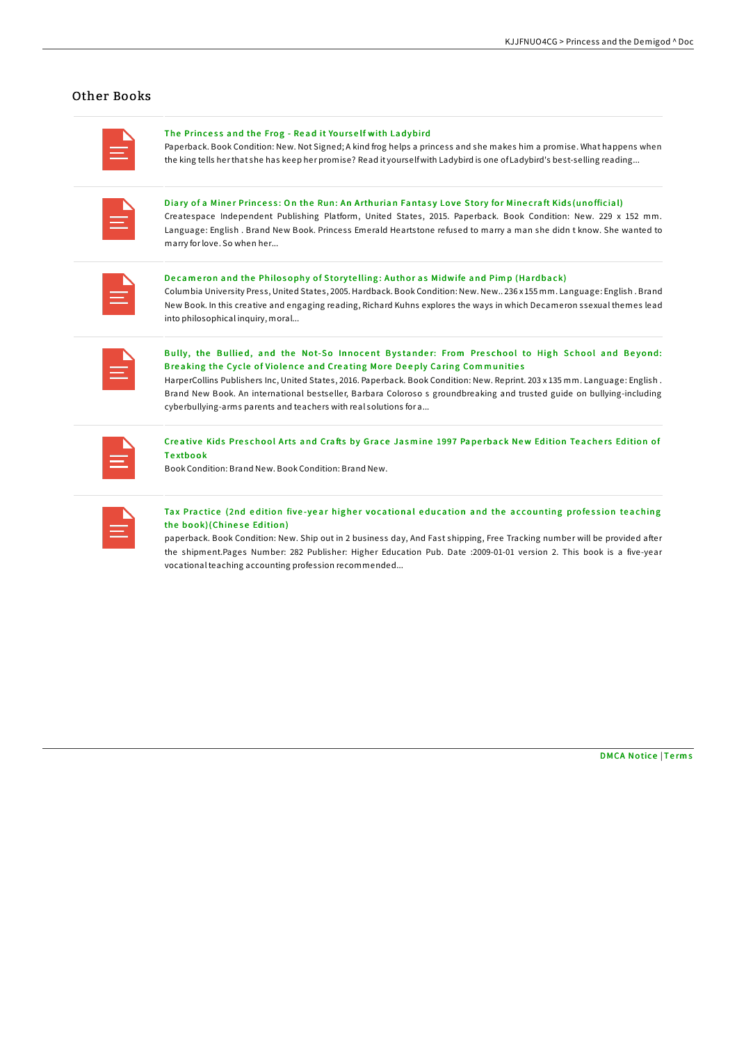## Other Books

### The Princess and the Frog - Read it Yourself with Ladybird

Paperback. Book Condition: New. Not Signed; A kind frog helps a princess and she makes him a promise. What happens when the king tells her that she has keep her promise? Read it yourself with Ladybird is one of Ladybird's best-selling reading...

### Diary of a Miner Princess: On the Run: An Arthurian Fantasy Love Story for Minecraft Kids (unofficial)

Createspace Independent Publishing Platform, United States, 2015. Paperback. Book Condition: New. 229 x 152 mm. Language: English . Brand New Book. Princess Emerald Heartstone refused to marry a man she didn t know. She wanted to marry for love. So when her...

### Decameron and the Philosophy of Storytelling: Author as Midwife and Pimp (Hardback)

Columbia University Press, United States, 2005. Hardback. Book Condition: New. New.. 236 x 155 mm. Language: English . Brand New Book. In this creative and engaging reading, Richard Kuhns explores the ways in which Decameron s sexual themes lead into philosophical inquiry, moral...

### Bully, the Bullied, and the Not-So Innocent Bystander: From Preschool to High School and Beyond: Breaking the Cycle of Violence and Creating More Deeply Caring Communities

HarperCollins Publishers Inc, United States, 2016. Paperback. Book Condition: New. Reprint. 203 x 135 mm. Language: English . Brand New Book. An international bestseller, Barbara Coloroso s groundbreaking and trusted guide on bullying-including cyberbullying-arms parents and teachers with real solutions for a...

### Creative Kids Preschool Arts and Crafts by Grace Jasmine 1997 Paperback New Edition Teachers Edition of Textbook

Book Condition: Brand New. Book Condition: Brand New.

### Tax Practice (2nd edition five-year higher vocational education and the accounting profession teaching the book)(Chinese Edition)

paperback. Book Condition: New. Ship out in 2 business day, And Fast shipping, Free Tracking number will be provided after the shipment.Pages Number: 282 Publisher: Higher Education Pub. Date :2009-01-01 version 2. This book is a five-year vocational teaching accounting profession recommended...

DMCA Notice | Terms